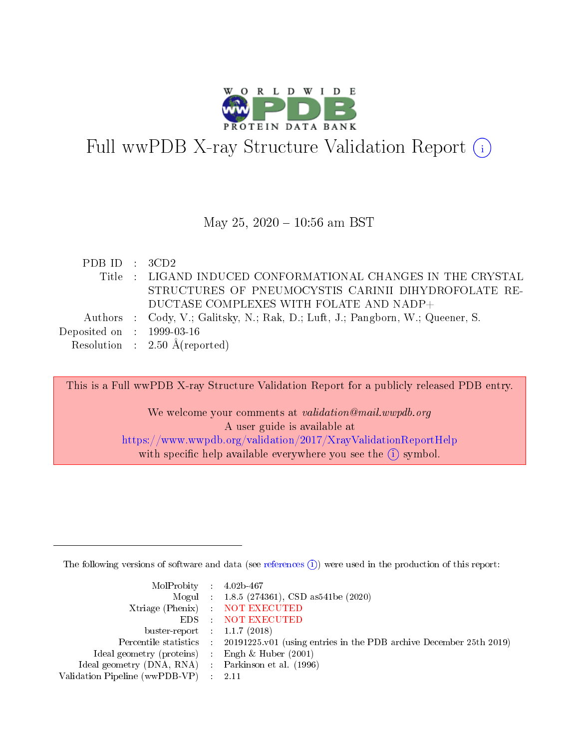# Full wwPDB X-ray Structure Validation Report ⓘ

May 25, 2020 – 10:56 am BST

| | | |
|---|---|---|
| PDB ID | : | 3CD2 |
| Title | : | LIGAND INDUCED CONFORMATIONAL CHANGES IN THE CRYSTAL STRUCTURES OF PNEUMOCYSTIS CARINII DIHYDROFOLATE REDUCTASE COMPLEXES WITH FOLATE AND NADP+ |
| Authors | : | Cody, V.; Galitsky, N.; Rak, D.; Luft, J.; Pangborn, W.; Queener, S. |
| Deposited on | : | 1999-03-16 |
| Resolution | : | 2.50 Å(reported) |

This is a Full wwPDB X-ray Structure Validation Report for a publicly released PDB entry.

We welcome your comments at *validation@mail.wwpdb.org*
A user guide is available at
https://www.wwpdb.org/validation/2017/XrayValidationReportHelp
with specific help available everywhere you see the ⓘ symbol.

The following versions of software and data (see references ⓘ) were used in the production of this report:

| | | |
|---|---|---|
| MolProbity | : | 4.02b-467 |
| Mogul | : | 1.8.5 (274361), CSD as541be (2020) |
| Xtriage (Phenix) | : | NOT EXECUTED |
| EDS | : | NOT EXECUTED |
| buster-report | : | 1.1.7 (2018) |
| Percentile statistics | : | 20191225.v01 (using entries in the PDB archive December 25th 2019) |
| Ideal geometry (proteins) | : | Engh & Huber (2001) |
| Ideal geometry (DNA, RNA) | : | Parkinson et al. (1996) |
| Validation Pipeline (wwPDB-VP) | : | 2.11 |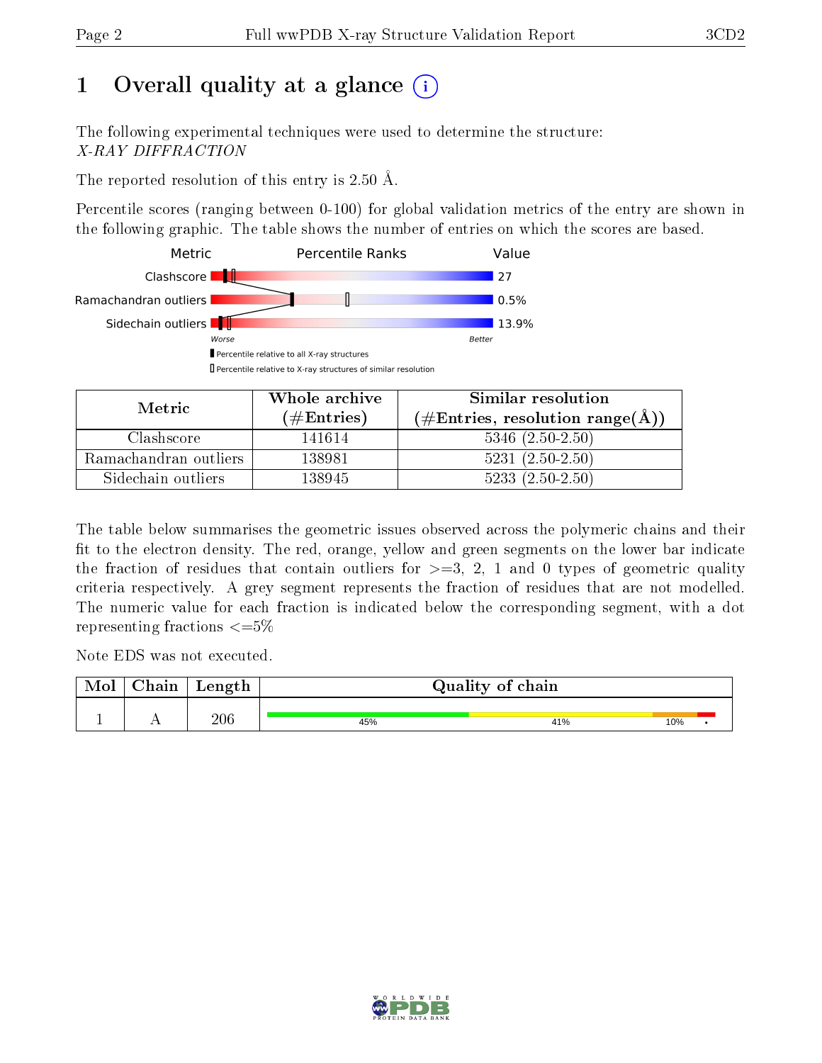# 1 Overall quality at a glance (i)

The following experimental techniques were used to determine the structure:
*X-RAY DIFFRACTION*

The reported resolution of this entry is 2.50 Å.

Percentile scores (ranging between 0-100) for global validation metrics of the entry are shown in the following graphic. The table shows the number of entries on which the scores are based.

| Metric | Value |
|---|---|
| Clashscore | 27 |
| Ramachandran outliers | 0.5% |
| Sidechain outliers | 13.9% |

Worse — Better

▮ Percentile relative to all X-ray structures
▯ Percentile relative to X-ray structures of similar resolution

| Metric | Whole archive (#Entries) | Similar resolution (#Entries, resolution range(Å)) |
|---|---|---|
| Clashscore | 141614 | 5346 (2.50-2.50) |
| Ramachandran outliers | 138981 | 5231 (2.50-2.50) |
| Sidechain outliers | 138945 | 5233 (2.50-2.50) |

The table below summarises the geometric issues observed across the polymeric chains and their fit to the electron density. The red, orange, yellow and green segments on the lower bar indicate the fraction of residues that contain outliers for >=3, 2, 1 and 0 types of geometric quality criteria respectively. A grey segment represents the fraction of residues that are not modelled. The numeric value for each fraction is indicated below the corresponding segment, with a dot representing fractions <=5%

Note EDS was not executed.

| Mol | Chain | Length | Quality of chain |
|---|---|---|---|
| 1 | A | 206 | 45% · 41% · 10% · • |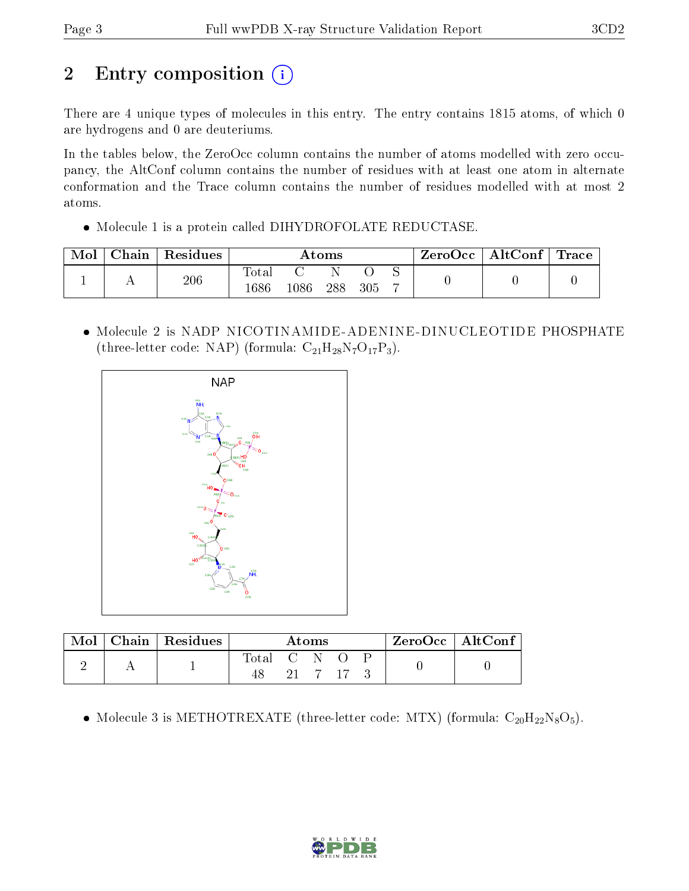# 2 Entry composition

There are 4 unique types of molecules in this entry. The entry contains 1815 atoms, of which 0 are hydrogens and 0 are deuteriums.

In the tables below, the ZeroOcc column contains the number of atoms modelled with zero occupancy, the AltConf column contains the number of residues with at least one atom in alternate conformation and the Trace column contains the number of residues modelled with at most 2 atoms.

- Molecule 1 is a protein called DIHYDROFOLATE REDUCTASE.

| Mol | Chain | Residues | Atoms | | | | | ZeroOcc | AltConf | Trace |
|---|---|---|---|---|---|---|---|---|---|---|
| 1 | A | 206 | Total<br>1686 | C<br>1086 | N<br>288 | O<br>305 | S<br>7 | 0 | 0 | 0 |

- Molecule 2 is NADP NICOTINAMIDE-ADENINE-DINUCLEOTIDE PHOSPHATE (three-letter code: NAP) (formula: $C_{21}H_{28}N_7O_{17}P_3$).

| Mol | Chain | Residues | Atoms | | | | | ZeroOcc | AltConf |
|---|---|---|---|---|---|---|---|---|---|
| 2 | A | 1 | Total<br>48 | C<br>21 | N<br>7 | O<br>17 | P<br>3 | 0 | 0 |

- Molecule 3 is METHOTREXATE (three-letter code: MTX) (formula: $C_{20}H_{22}N_8O_5$).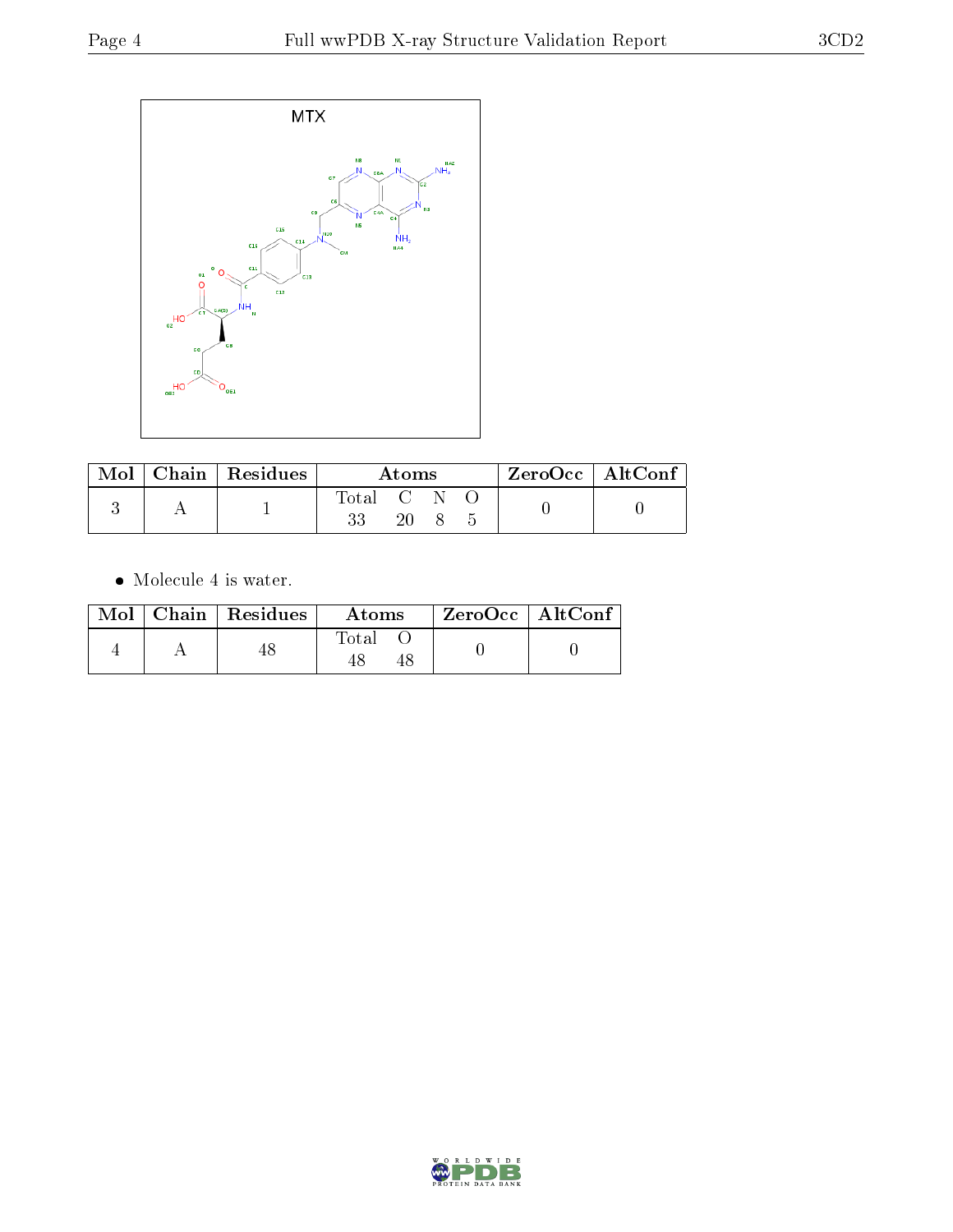MTX

| Mol | Chain | Residues | Atoms | | | | ZeroOcc | AltConf |
|---|---|---|---|---|---|---|---|---|
| | | | Total | C | N | O | | |
| 3 | A | 1 | 33 | 20 | 8 | 5 | 0 | 0 |

- Molecule 4 is water.

| Mol | Chain | Residues | Atoms | | ZeroOcc | AltConf |
|---|---|---|---|---|---|---|
| | | | Total | O | | |
| 4 | A | 48 | 48 | 48 | 0 | 0 |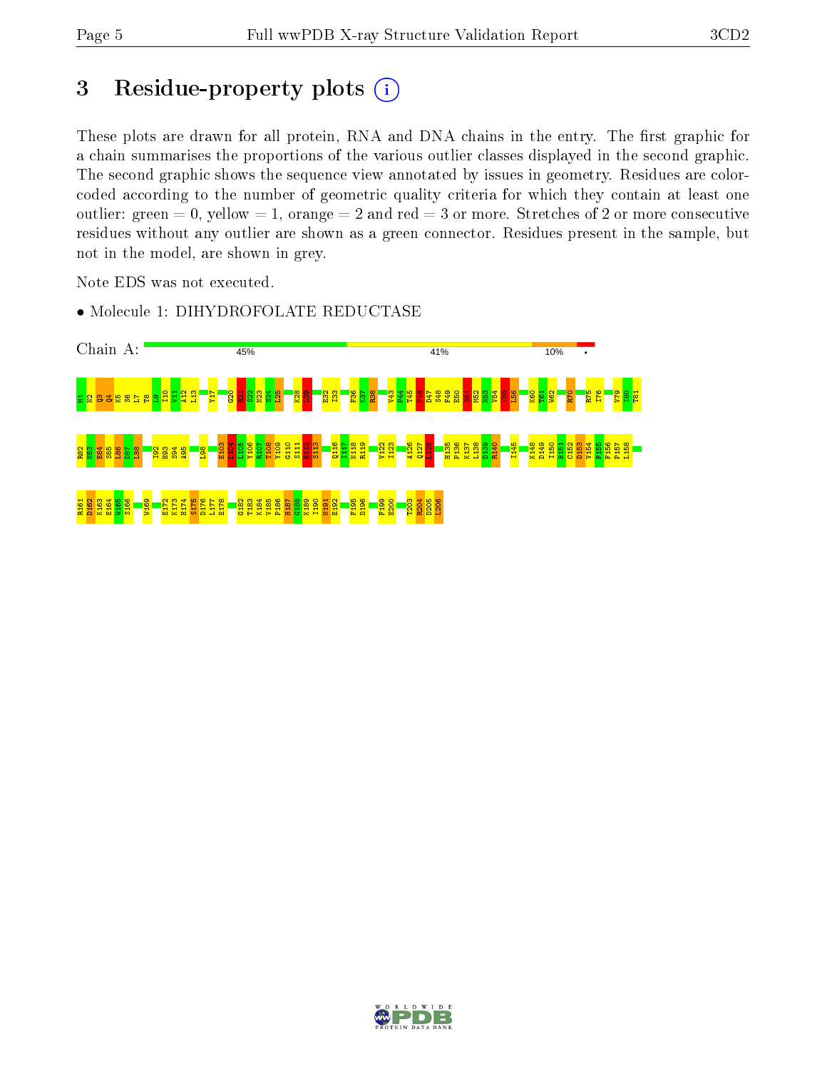# 3 Residue-property plots

These plots are drawn for all protein, RNA and DNA chains in the entry. The first graphic for a chain summarises the proportions of the various outlier classes displayed in the second graphic. The second graphic shows the sequence view annotated by issues in geometry. Residues are color-coded according to the number of geometric quality criteria for which they contain at least one outlier: green = 0, yellow = 1, orange = 2 and red = 3 or more. Stretches of 2 or more consecutive residues without any outlier are shown as a green connector. Residues present in the sample, but not in the model, are shown in grey.

Note EDS was not executed.

- Molecule 1: DIHYDROFOLATE REDUCTASE

Chain A: 45% 41% 10% •

M1 N2 Q3 Q4 K5 S6 L7 T8 L9 I10 V11 A12 L13 Y17 G20 R21 S22 N23 S24 L25 K28 L29 E32 I33 F36 K37 R38 V43 P44 T45 W46 D47 S48 F49 E50 S51 M52 N53 V54 V55 L56 K60 T61 W62 R70 R75 I76 V79 I80 T81

R82 N83 E84 S85 L86 D87 L88 I92 H93 S94 A95 L98 E103 L104 L105 Y106 R107 T108 Y109 G110 S111 E112 S113 Q116 I117 N118 R119 V122 I123 A126 Q127 L128 H135 P136 K137 L138 D139 R140 I145 K148 D149 I150 H151 C152 D153 V154 F155 F156 P157 L158

R161 D162 K163 E164 W165 S166 W169 E172 K173 H174 S175 D176 L177 E178 G182 T183 K184 V185 P186 H187 G188 K189 I190 N191 E192 F195 D196 F199 E200 T203 R204 D205 L206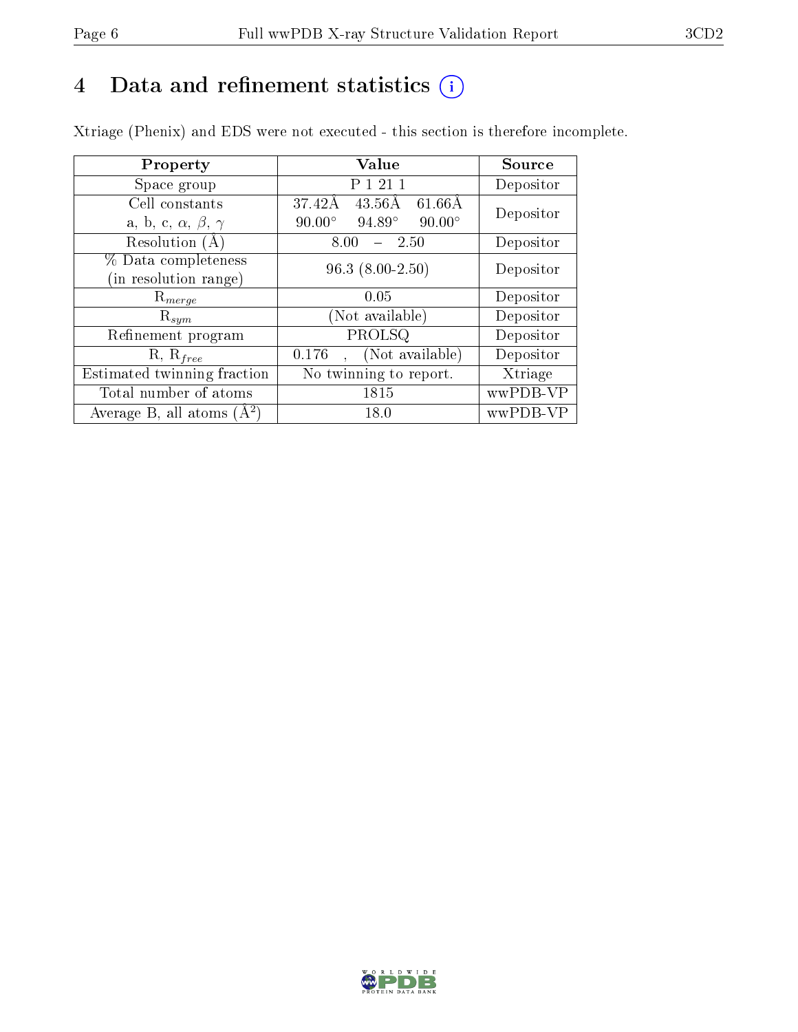# 4 Data and refinement statistics (i)

Xtriage (Phenix) and EDS were not executed - this section is therefore incomplete.

| Property | Value | Source |
|---|---|---|
| Space group | P 1 21 1 | Depositor |
| Cell constants<br>a, b, c, $\alpha$, $\beta$, $\gamma$ | 37.42Å 43.56Å 61.66Å<br>90.00° 94.89° 90.00° | Depositor |
| Resolution (Å) | 8.00 – 2.50 | Depositor |
| % Data completeness<br>(in resolution range) | 96.3 (8.00-2.50) | Depositor |
| $R_{merge}$ | 0.05 | Depositor |
| $R_{sym}$ | (Not available) | Depositor |
| Refinement program | PROLSQ | Depositor |
| R, $R_{free}$ | 0.176 , (Not available) | Depositor |
| Estimated twinning fraction | No twinning to report. | Xtriage |
| Total number of atoms | 1815 | wwPDB-VP |
| Average B, all atoms (Å$^2$) | 18.0 | wwPDB-VP |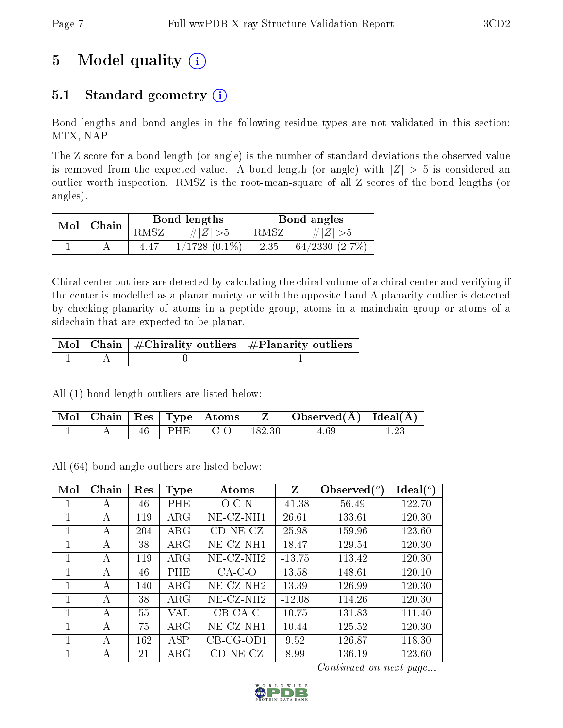# 5 Model quality

## 5.1 Standard geometry

Bond lengths and bond angles in the following residue types are not validated in this section: MTX, NAP

The Z score for a bond length (or angle) is the number of standard deviations the observed value is removed from the expected value. A bond length (or angle) with $|Z| > 5$ is considered an outlier worth inspection. RMSZ is the root-mean-square of all Z scores of the bond lengths (or angles).

| Mol | Chain | Bond lengths | | Bond angles | |
|---|---|---|---|---|---|
| | | RMSZ | $\#|Z| > 5$ | RMSZ | $\#|Z| > 5$ |
| 1 | A | 4.47 | 1/1728 (0.1%) | 2.35 | 64/2330 (2.7%) |

Chiral center outliers are detected by calculating the chiral volume of a chiral center and verifying if the center is modelled as a planar moiety or with the opposite hand.A planarity outlier is detected by checking planarity of atoms in a peptide group, atoms in a mainchain group or atoms of a sidechain that are expected to be planar.

| Mol | Chain | #Chirality outliers | #Planarity outliers |
|---|---|---|---|
| 1 | A | 0 | 1 |

All (1) bond length outliers are listed below:

| Mol | Chain | Res | Type | Atoms | Z | Observed(Å) | Ideal(Å) |
|---|---|---|---|---|---|---|---|
| 1 | A | 46 | PHE | C-O | 182.30 | 4.69 | 1.23 |

All (64) bond angle outliers are listed below:

| Mol | Chain | Res | Type | Atoms | Z | Observed(°) | Ideal(°) |
|---|---|---|---|---|---|---|---|
| 1 | A | 46 | PHE | O-C-N | -41.38 | 56.49 | 122.70 |
| 1 | A | 119 | ARG | NE-CZ-NH1 | 26.61 | 133.61 | 120.30 |
| 1 | A | 204 | ARG | CD-NE-CZ | 25.98 | 159.96 | 123.60 |
| 1 | A | 38 | ARG | NE-CZ-NH1 | 18.47 | 129.54 | 120.30 |
| 1 | A | 119 | ARG | NE-CZ-NH2 | -13.75 | 113.42 | 120.30 |
| 1 | A | 46 | PHE | CA-C-O | 13.58 | 148.61 | 120.10 |
| 1 | A | 140 | ARG | NE-CZ-NH2 | 13.39 | 126.99 | 120.30 |
| 1 | A | 38 | ARG | NE-CZ-NH2 | -12.08 | 114.26 | 120.30 |
| 1 | A | 55 | VAL | CB-CA-C | 10.75 | 131.83 | 111.40 |
| 1 | A | 75 | ARG | NE-CZ-NH1 | 10.44 | 125.52 | 120.30 |
| 1 | A | 162 | ASP | CB-CG-OD1 | 9.52 | 126.87 | 118.30 |
| 1 | A | 21 | ARG | CD-NE-CZ | 8.99 | 136.19 | 123.60 |

*Continued on next page...*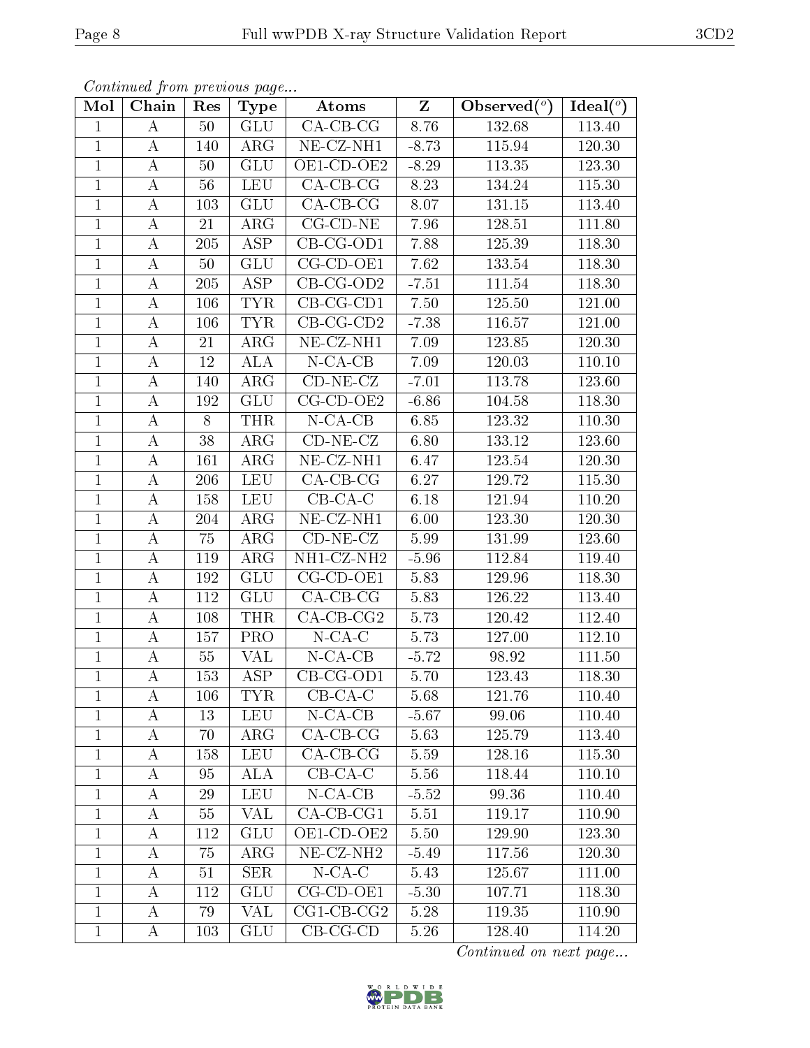*Continued from previous page...*

| Mol | Chain | Res | Type | Atoms | Z | Observed(°) | Ideal(°) |
|---|---|---|---|---|---|---|---|
| 1 | A | 50 | GLU | CA-CB-CG | 8.76 | 132.68 | 113.40 |
| 1 | A | 140 | ARG | NE-CZ-NH1 | -8.73 | 115.94 | 120.30 |
| 1 | A | 50 | GLU | OE1-CD-OE2 | -8.29 | 113.35 | 123.30 |
| 1 | A | 56 | LEU | CA-CB-CG | 8.23 | 134.24 | 115.30 |
| 1 | A | 103 | GLU | CA-CB-CG | 8.07 | 131.15 | 113.40 |
| 1 | A | 21 | ARG | CG-CD-NE | 7.96 | 128.51 | 111.80 |
| 1 | A | 205 | ASP | CB-CG-OD1 | 7.88 | 125.39 | 118.30 |
| 1 | A | 50 | GLU | CG-CD-OE1 | 7.62 | 133.54 | 118.30 |
| 1 | A | 205 | ASP | CB-CG-OD2 | -7.51 | 111.54 | 118.30 |
| 1 | A | 106 | TYR | CB-CG-CD1 | 7.50 | 125.50 | 121.00 |
| 1 | A | 106 | TYR | CB-CG-CD2 | -7.38 | 116.57 | 121.00 |
| 1 | A | 21 | ARG | NE-CZ-NH1 | 7.09 | 123.85 | 120.30 |
| 1 | A | 12 | ALA | N-CA-CB | 7.09 | 120.03 | 110.10 |
| 1 | A | 140 | ARG | CD-NE-CZ | -7.01 | 113.78 | 123.60 |
| 1 | A | 192 | GLU | CG-CD-OE2 | -6.86 | 104.58 | 118.30 |
| 1 | A | 8 | THR | N-CA-CB | 6.85 | 123.32 | 110.30 |
| 1 | A | 38 | ARG | CD-NE-CZ | 6.80 | 133.12 | 123.60 |
| 1 | A | 161 | ARG | NE-CZ-NH1 | 6.47 | 123.54 | 120.30 |
| 1 | A | 206 | LEU | CA-CB-CG | 6.27 | 129.72 | 115.30 |
| 1 | A | 158 | LEU | CB-CA-C | 6.18 | 121.94 | 110.20 |
| 1 | A | 204 | ARG | NE-CZ-NH1 | 6.00 | 123.30 | 120.30 |
| 1 | A | 75 | ARG | CD-NE-CZ | 5.99 | 131.99 | 123.60 |
| 1 | A | 119 | ARG | NH1-CZ-NH2 | -5.96 | 112.84 | 119.40 |
| 1 | A | 192 | GLU | CG-CD-OE1 | 5.83 | 129.96 | 118.30 |
| 1 | A | 112 | GLU | CA-CB-CG | 5.83 | 126.22 | 113.40 |
| 1 | A | 108 | THR | CA-CB-CG2 | 5.73 | 120.42 | 112.40 |
| 1 | A | 157 | PRO | N-CA-C | 5.73 | 127.00 | 112.10 |
| 1 | A | 55 | VAL | N-CA-CB | -5.72 | 98.92 | 111.50 |
| 1 | A | 153 | ASP | CB-CG-OD1 | 5.70 | 123.43 | 118.30 |
| 1 | A | 106 | TYR | CB-CA-C | 5.68 | 121.76 | 110.40 |
| 1 | A | 13 | LEU | N-CA-CB | -5.67 | 99.06 | 110.40 |
| 1 | A | 70 | ARG | CA-CB-CG | 5.63 | 125.79 | 113.40 |
| 1 | A | 158 | LEU | CA-CB-CG | 5.59 | 128.16 | 115.30 |
| 1 | A | 95 | ALA | CB-CA-C | 5.56 | 118.44 | 110.10 |
| 1 | A | 29 | LEU | N-CA-CB | -5.52 | 99.36 | 110.40 |
| 1 | A | 55 | VAL | CA-CB-CG1 | 5.51 | 119.17 | 110.90 |
| 1 | A | 112 | GLU | OE1-CD-OE2 | 5.50 | 129.90 | 123.30 |
| 1 | A | 75 | ARG | NE-CZ-NH2 | -5.49 | 117.56 | 120.30 |
| 1 | A | 51 | SER | N-CA-C | 5.43 | 125.67 | 111.00 |
| 1 | A | 112 | GLU | CG-CD-OE1 | -5.30 | 107.71 | 118.30 |
| 1 | A | 79 | VAL | CG1-CB-CG2 | 5.28 | 119.35 | 110.90 |
| 1 | A | 103 | GLU | CB-CG-CD | 5.26 | 128.40 | 114.20 |

*Continued on next page...*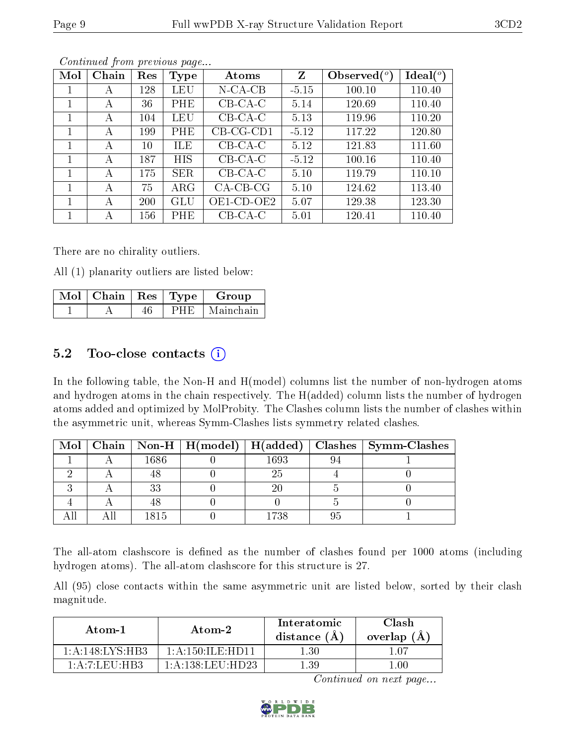*Continued from previous page...*

| Mol | Chain | Res | Type | Atoms | Z | Observed(°) | Ideal(°) |
|---|---|---|---|---|---|---|---|
| 1 | A | 128 | LEU | N-CA-CB | -5.15 | 100.10 | 110.40 |
| 1 | A | 36 | PHE | CB-CA-C | 5.14 | 120.69 | 110.40 |
| 1 | A | 104 | LEU | CB-CA-C | 5.13 | 119.96 | 110.20 |
| 1 | A | 199 | PHE | CB-CG-CD1 | -5.12 | 117.22 | 120.80 |
| 1 | A | 10 | ILE | CB-CA-C | 5.12 | 121.83 | 111.60 |
| 1 | A | 187 | HIS | CB-CA-C | -5.12 | 100.16 | 110.40 |
| 1 | A | 175 | SER | CB-CA-C | 5.10 | 119.79 | 110.10 |
| 1 | A | 75 | ARG | CA-CB-CG | 5.10 | 124.62 | 113.40 |
| 1 | A | 200 | GLU | OE1-CD-OE2 | 5.07 | 129.38 | 123.30 |
| 1 | A | 156 | PHE | CB-CA-C | 5.01 | 120.41 | 110.40 |

There are no chirality outliers.

All (1) planarity outliers are listed below:

| Mol | Chain | Res | Type | Group |
|---|---|---|---|---|
| 1 | A | 46 | PHE | Mainchain |

## 5.2 Too-close contacts

In the following table, the Non-H and H(model) columns list the number of non-hydrogen atoms and hydrogen atoms in the chain respectively. The H(added) column lists the number of hydrogen atoms added and optimized by MolProbity. The Clashes column lists the number of clashes within the asymmetric unit, whereas Symm-Clashes lists symmetry related clashes.

| Mol | Chain | Non-H | H(model) | H(added) | Clashes | Symm-Clashes |
|---|---|---|---|---|---|---|
| 1 | A | 1686 | 0 | 1693 | 94 | 1 |
| 2 | A | 48 | 0 | 25 | 4 | 0 |
| 3 | A | 33 | 0 | 20 | 5 | 0 |
| 4 | A | 48 | 0 | 0 | 5 | 0 |
| All | All | 1815 | 0 | 1738 | 95 | 1 |

The all-atom clashscore is defined as the number of clashes found per 1000 atoms (including hydrogen atoms). The all-atom clashscore for this structure is 27.

All (95) close contacts within the same asymmetric unit are listed below, sorted by their clash magnitude.

| Atom-1 | Atom-2 | Interatomic distance (Å) | Clash overlap (Å) |
|---|---|---|---|
| 1:A:148:LYS:HB3 | 1:A:150:ILE:HD11 | 1.30 | 1.07 |
| 1:A:7:LEU:HB3 | 1:A:138:LEU:HD23 | 1.39 | 1.00 |

*Continued on next page...*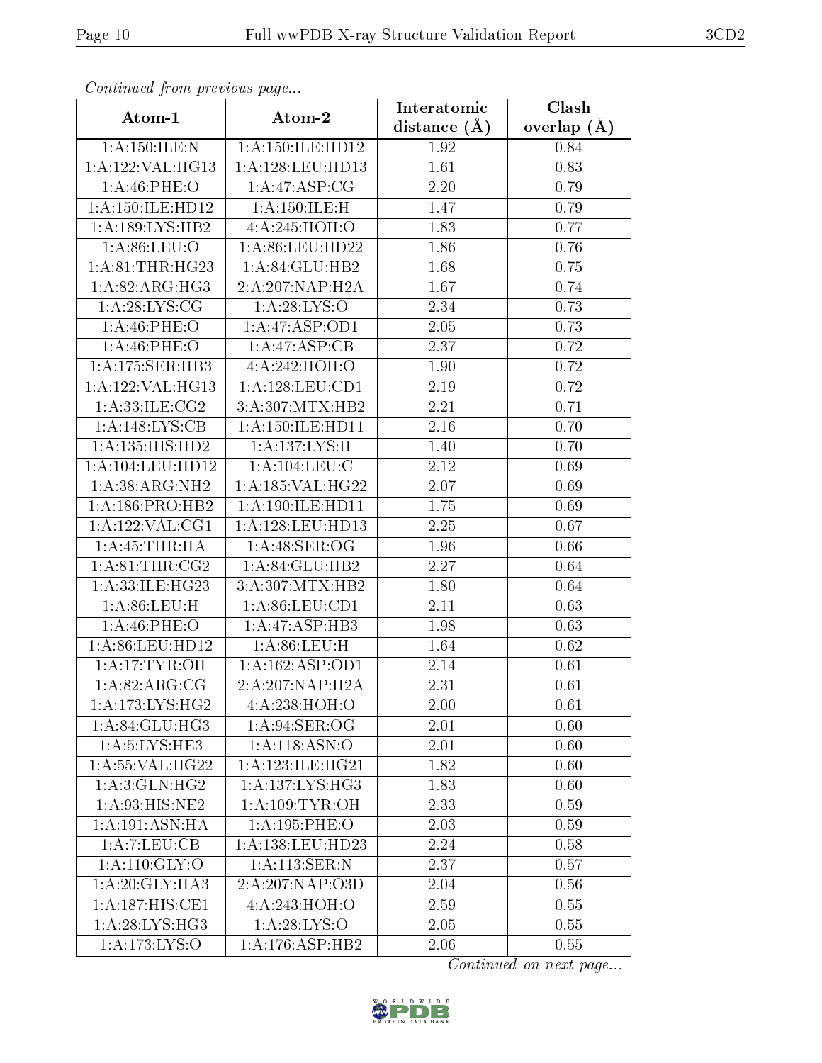*Continued from previous page...*

| Atom-1 | Atom-2 | Interatomic distance (Å) | Clash overlap (Å) |
| --- | --- | --- | --- |
| 1:A:150:ILE:N | 1:A:150:ILE:HD12 | 1.92 | 0.84 |
| 1:A:122:VAL:HG13 | 1:A:128:LEU:HD13 | 1.61 | 0.83 |
| 1:A:46:PHE:O | 1:A:47:ASP:CG | 2.20 | 0.79 |
| 1:A:150:ILE:HD12 | 1:A:150:ILE:H | 1.47 | 0.79 |
| 1:A:189:LYS:HB2 | 4:A:245:HOH:O | 1.83 | 0.77 |
| 1:A:86:LEU:O | 1:A:86:LEU:HD22 | 1.86 | 0.76 |
| 1:A:81:THR:HG23 | 1:A:84:GLU:HB2 | 1.68 | 0.75 |
| 1:A:82:ARG:HG3 | 2:A:207:NAP:H2A | 1.67 | 0.74 |
| 1:A:28:LYS:CG | 1:A:28:LYS:O | 2.34 | 0.73 |
| 1:A:46:PHE:O | 1:A:47:ASP:OD1 | 2.05 | 0.73 |
| 1:A:46:PHE:O | 1:A:47:ASP:CB | 2.37 | 0.72 |
| 1:A:175:SER:HB3 | 4:A:242:HOH:O | 1.90 | 0.72 |
| 1:A:122:VAL:HG13 | 1:A:128:LEU:CD1 | 2.19 | 0.72 |
| 1:A:33:ILE:CG2 | 3:A:307:MTX:HB2 | 2.21 | 0.71 |
| 1:A:148:LYS:CB | 1:A:150:ILE:HD11 | 2.16 | 0.70 |
| 1:A:135:HIS:HD2 | 1:A:137:LYS:H | 1.40 | 0.70 |
| 1:A:104:LEU:HD12 | 1:A:104:LEU:C | 2.12 | 0.69 |
| 1:A:38:ARG:NH2 | 1:A:185:VAL:HG22 | 2.07 | 0.69 |
| 1:A:186:PRO:HB2 | 1:A:190:ILE:HD11 | 1.75 | 0.69 |
| 1:A:122:VAL:CG1 | 1:A:128:LEU:HD13 | 2.25 | 0.67 |
| 1:A:45:THR:HA | 1:A:48:SER:OG | 1.96 | 0.66 |
| 1:A:81:THR:CG2 | 1:A:84:GLU:HB2 | 2.27 | 0.64 |
| 1:A:33:ILE:HG23 | 3:A:307:MTX:HB2 | 1.80 | 0.64 |
| 1:A:86:LEU:H | 1:A:86:LEU:CD1 | 2.11 | 0.63 |
| 1:A:46:PHE:O | 1:A:47:ASP:HB3 | 1.98 | 0.63 |
| 1:A:86:LEU:HD12 | 1:A:86:LEU:H | 1.64 | 0.62 |
| 1:A:17:TYR:OH | 1:A:162:ASP:OD1 | 2.14 | 0.61 |
| 1:A:82:ARG:CG | 2:A:207:NAP:H2A | 2.31 | 0.61 |
| 1:A:173:LYS:HG2 | 4:A:238:HOH:O | 2.00 | 0.61 |
| 1:A:84:GLU:HG3 | 1:A:94:SER:OG | 2.01 | 0.60 |
| 1:A:5:LYS:HE3 | 1:A:118:ASN:O | 2.01 | 0.60 |
| 1:A:55:VAL:HG22 | 1:A:123:ILE:HG21 | 1.82 | 0.60 |
| 1:A:3:GLN:HG2 | 1:A:137:LYS:HG3 | 1.83 | 0.60 |
| 1:A:93:HIS:NE2 | 1:A:109:TYR:OH | 2.33 | 0.59 |
| 1:A:191:ASN:HA | 1:A:195:PHE:O | 2.03 | 0.59 |
| 1:A:7:LEU:CB | 1:A:138:LEU:HD23 | 2.24 | 0.58 |
| 1:A:110:GLY:O | 1:A:113:SER:N | 2.37 | 0.57 |
| 1:A:20:GLY:HA3 | 2:A:207:NAP:O3D | 2.04 | 0.56 |
| 1:A:187:HIS:CE1 | 4:A:243:HOH:O | 2.59 | 0.55 |
| 1:A:28:LYS:HG3 | 1:A:28:LYS:O | 2.05 | 0.55 |
| 1:A:173:LYS:O | 1:A:176:ASP:HB2 | 2.06 | 0.55 |

*Continued on next page...*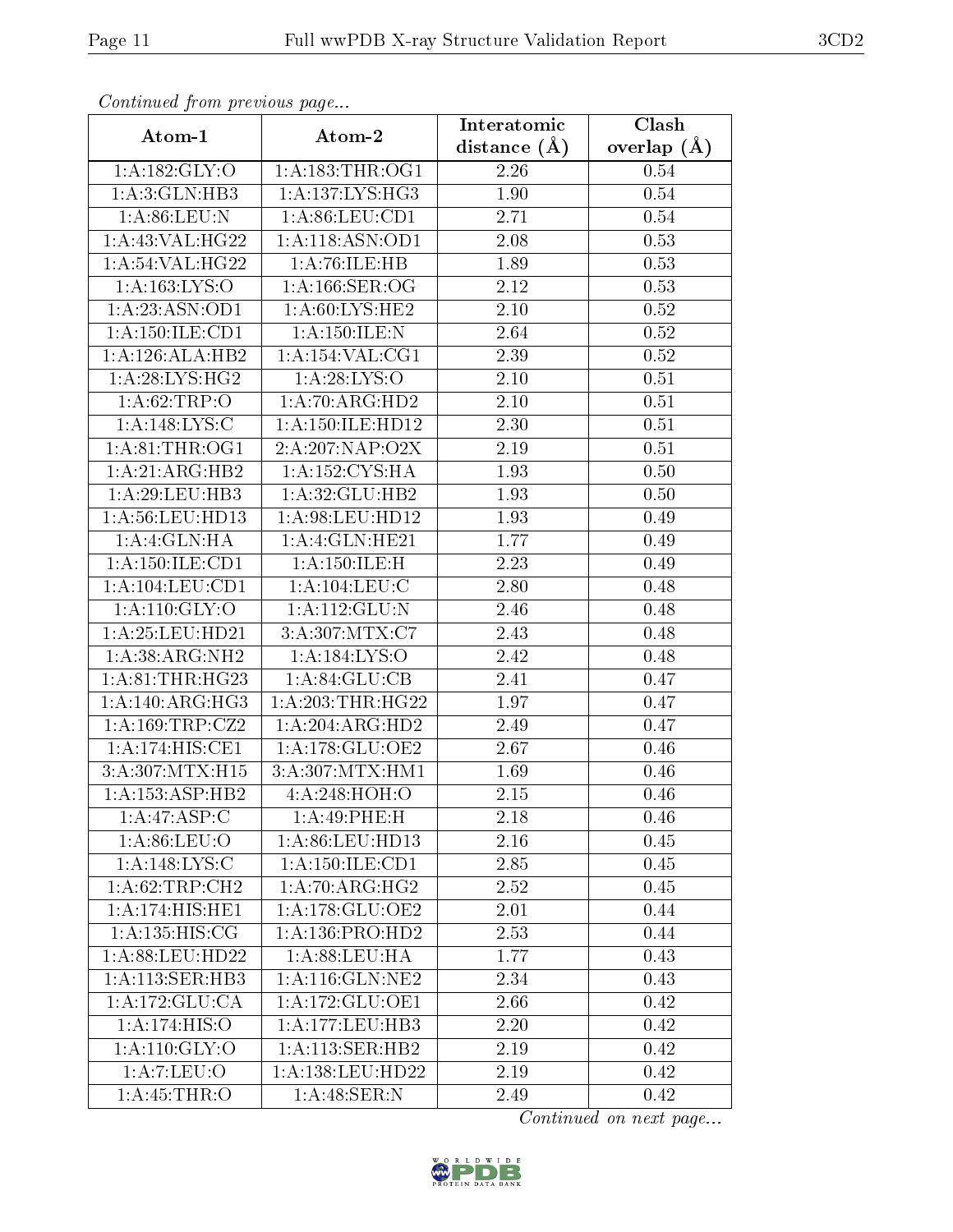*Continued from previous page...*

| Atom-1 | Atom-2 | Interatomic distance (Å) | Clash overlap (Å) |
|---|---|---|---|
| 1:A:182:GLY:O | 1:A:183:THR:OG1 | 2.26 | 0.54 |
| 1:A:3:GLN:HB3 | 1:A:137:LYS:HG3 | 1.90 | 0.54 |
| 1:A:86:LEU:N | 1:A:86:LEU:CD1 | 2.71 | 0.54 |
| 1:A:43:VAL:HG22 | 1:A:118:ASN:OD1 | 2.08 | 0.53 |
| 1:A:54:VAL:HG22 | 1:A:76:ILE:HB | 1.89 | 0.53 |
| 1:A:163:LYS:O | 1:A:166:SER:OG | 2.12 | 0.53 |
| 1:A:23:ASN:OD1 | 1:A:60:LYS:HE2 | 2.10 | 0.52 |
| 1:A:150:ILE:CD1 | 1:A:150:ILE:N | 2.64 | 0.52 |
| 1:A:126:ALA:HB2 | 1:A:154:VAL:CG1 | 2.39 | 0.52 |
| 1:A:28:LYS:HG2 | 1:A:28:LYS:O | 2.10 | 0.51 |
| 1:A:62:TRP:O | 1:A:70:ARG:HD2 | 2.10 | 0.51 |
| 1:A:148:LYS:C | 1:A:150:ILE:HD12 | 2.30 | 0.51 |
| 1:A:81:THR:OG1 | 2:A:207:NAP:O2X | 2.19 | 0.51 |
| 1:A:21:ARG:HB2 | 1:A:152:CYS:HA | 1.93 | 0.50 |
| 1:A:29:LEU:HB3 | 1:A:32:GLU:HB2 | 1.93 | 0.50 |
| 1:A:56:LEU:HD13 | 1:A:98:LEU:HD12 | 1.93 | 0.49 |
| 1:A:4:GLN:HA | 1:A:4:GLN:HE21 | 1.77 | 0.49 |
| 1:A:150:ILE:CD1 | 1:A:150:ILE:H | 2.23 | 0.49 |
| 1:A:104:LEU:CD1 | 1:A:104:LEU:C | 2.80 | 0.48 |
| 1:A:110:GLY:O | 1:A:112:GLU:N | 2.46 | 0.48 |
| 1:A:25:LEU:HD21 | 3:A:307:MTX:C7 | 2.43 | 0.48 |
| 1:A:38:ARG:NH2 | 1:A:184:LYS:O | 2.42 | 0.48 |
| 1:A:81:THR:HG23 | 1:A:84:GLU:CB | 2.41 | 0.47 |
| 1:A:140:ARG:HG3 | 1:A:203:THR:HG22 | 1.97 | 0.47 |
| 1:A:169:TRP:CZ2 | 1:A:204:ARG:HD2 | 2.49 | 0.47 |
| 1:A:174:HIS:CE1 | 1:A:178:GLU:OE2 | 2.67 | 0.46 |
| 3:A:307:MTX:H15 | 3:A:307:MTX:HM1 | 1.69 | 0.46 |
| 1:A:153:ASP:HB2 | 4:A:248:HOH:O | 2.15 | 0.46 |
| 1:A:47:ASP:C | 1:A:49:PHE:H | 2.18 | 0.46 |
| 1:A:86:LEU:O | 1:A:86:LEU:HD13 | 2.16 | 0.45 |
| 1:A:148:LYS:C | 1:A:150:ILE:CD1 | 2.85 | 0.45 |
| 1:A:62:TRP:CH2 | 1:A:70:ARG:HG2 | 2.52 | 0.45 |
| 1:A:174:HIS:HE1 | 1:A:178:GLU:OE2 | 2.01 | 0.44 |
| 1:A:135:HIS:CG | 1:A:136:PRO:HD2 | 2.53 | 0.44 |
| 1:A:88:LEU:HD22 | 1:A:88:LEU:HA | 1.77 | 0.43 |
| 1:A:113:SER:HB3 | 1:A:116:GLN:NE2 | 2.34 | 0.43 |
| 1:A:172:GLU:CA | 1:A:172:GLU:OE1 | 2.66 | 0.42 |
| 1:A:174:HIS:O | 1:A:177:LEU:HB3 | 2.20 | 0.42 |
| 1:A:110:GLY:O | 1:A:113:SER:HB2 | 2.19 | 0.42 |
| 1:A:7:LEU:O | 1:A:138:LEU:HD22 | 2.19 | 0.42 |
| 1:A:45:THR:O | 1:A:48:SER:N | 2.49 | 0.42 |

*Continued on next page...*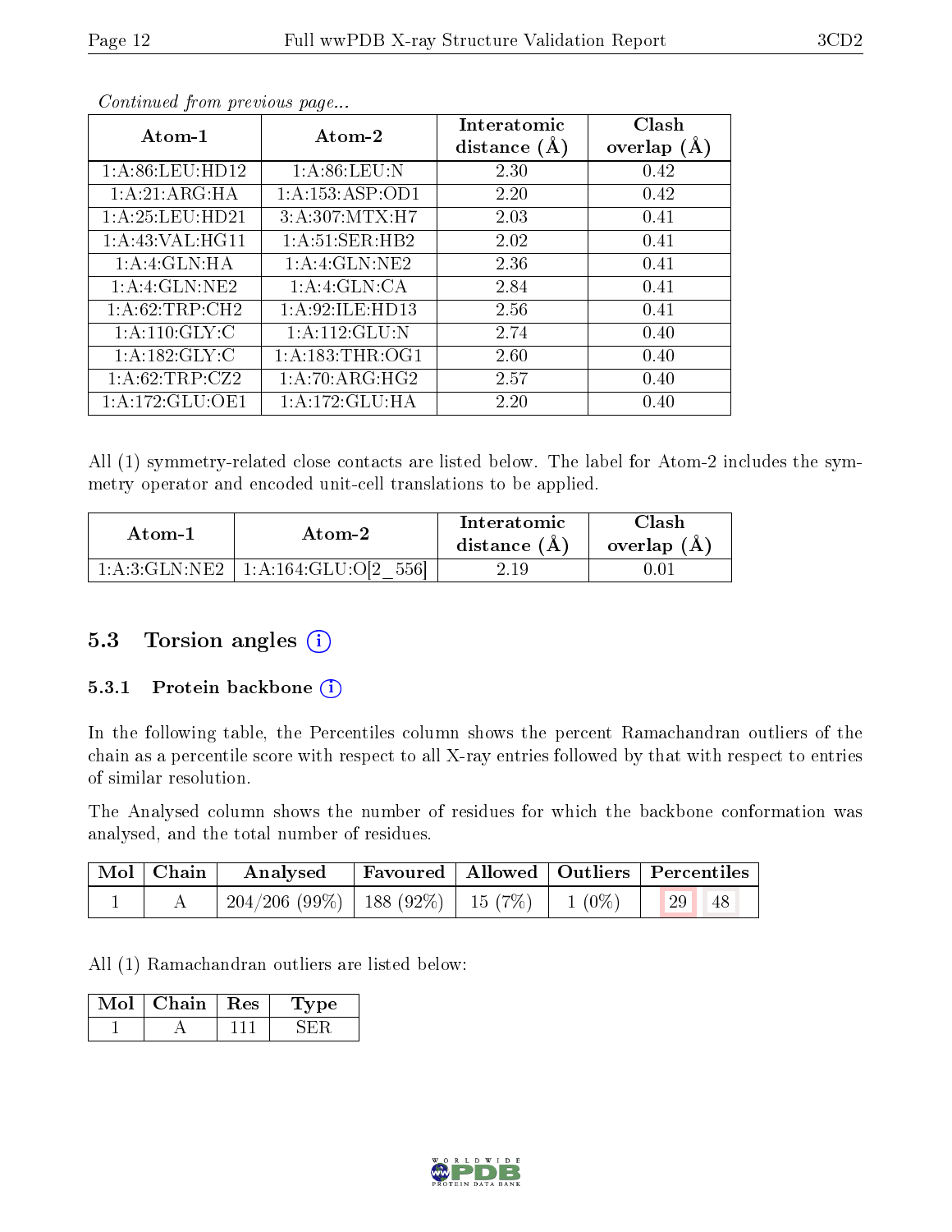*Continued from previous page...*

| Atom-1 | Atom-2 | Interatomic distance (Å) | Clash overlap (Å) |
|---|---|---|---|
| 1:A:86:LEU:HD12 | 1:A:86:LEU:N | 2.30 | 0.42 |
| 1:A:21:ARG:HA | 1:A:153:ASP:OD1 | 2.20 | 0.42 |
| 1:A:25:LEU:HD21 | 3:A:307:MTX:H7 | 2.03 | 0.41 |
| 1:A:43:VAL:HG11 | 1:A:51:SER:HB2 | 2.02 | 0.41 |
| 1:A:4:GLN:HA | 1:A:4:GLN:NE2 | 2.36 | 0.41 |
| 1:A:4:GLN:NE2 | 1:A:4:GLN:CA | 2.84 | 0.41 |
| 1:A:62:TRP:CH2 | 1:A:92:ILE:HD13 | 2.56 | 0.41 |
| 1:A:110:GLY:C | 1:A:112:GLU:N | 2.74 | 0.40 |
| 1:A:182:GLY:C | 1:A:183:THR:OG1 | 2.60 | 0.40 |
| 1:A:62:TRP:CZ2 | 1:A:70:ARG:HG2 | 2.57 | 0.40 |
| 1:A:172:GLU:OE1 | 1:A:172:GLU:HA | 2.20 | 0.40 |

All (1) symmetry-related close contacts are listed below. The label for Atom-2 includes the symmetry operator and encoded unit-cell translations to be applied.

| Atom-1 | Atom-2 | Interatomic distance (Å) | Clash overlap (Å) |
|---|---|---|---|
| 1:A:3:GLN:NE2 | 1:A:164:GLU:O[2_556] | 2.19 | 0.01 |

## 5.3 Torsion angles

### 5.3.1 Protein backbone

In the following table, the Percentiles column shows the percent Ramachandran outliers of the chain as a percentile score with respect to all X-ray entries followed by that with respect to entries of similar resolution.

The Analysed column shows the number of residues for which the backbone conformation was analysed, and the total number of residues.

| Mol | Chain | Analysed | Favoured | Allowed | Outliers | Percentiles | |
|---|---|---|---|---|---|---|---|
| 1 | A | 204/206 (99%) | 188 (92%) | 15 (7%) | 1 (0%) | 29 | 48 |

All (1) Ramachandran outliers are listed below:

| Mol | Chain | Res | Type |
|---|---|---|---|
| 1 | A | 111 | SER |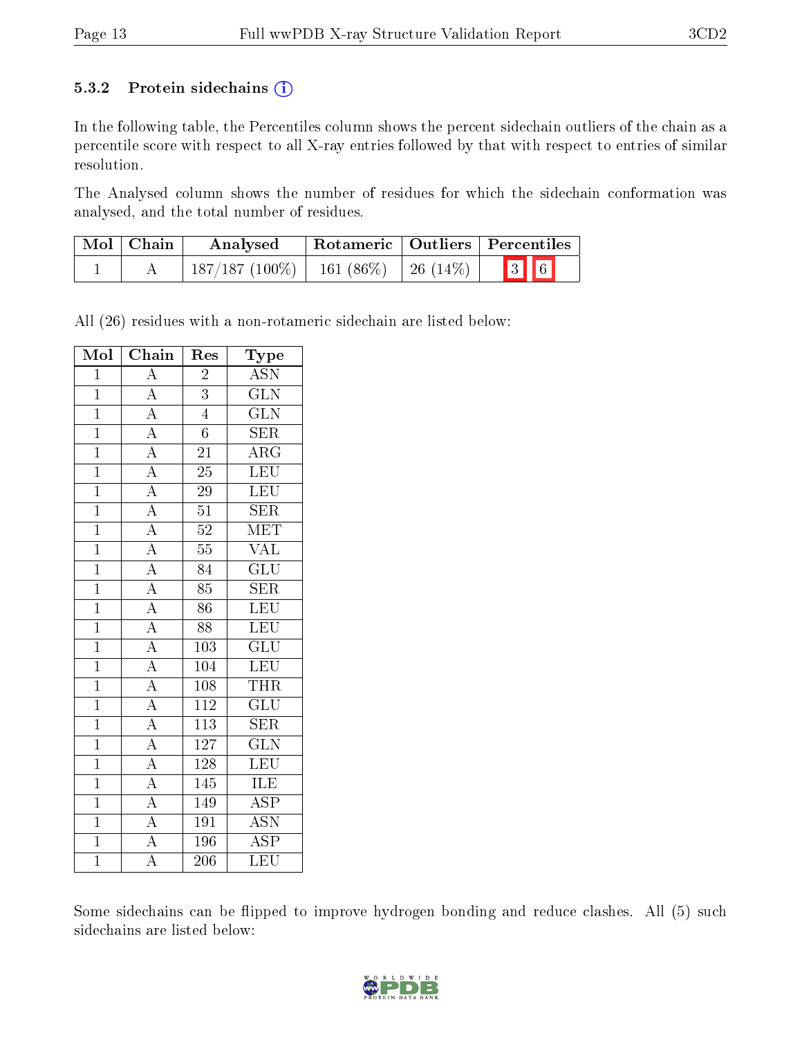### 5.3.2 Protein sidechains (i)

In the following table, the Percentiles column shows the percent sidechain outliers of the chain as a percentile score with respect to all X-ray entries followed by that with respect to entries of similar resolution.

The Analysed column shows the number of residues for which the sidechain conformation was analysed, and the total number of residues.

| Mol | Chain | Analysed | Rotameric | Outliers | Percentiles | |
|---|---|---|---|---|---|---|
| 1 | A | 187/187 (100%) | 161 (86%) | 26 (14%) | 3 | 6 |

All (26) residues with a non-rotameric sidechain are listed below:

| Mol | Chain | Res | Type |
|---|---|---|---|
| 1 | A | 2 | ASN |
| 1 | A | 3 | GLN |
| 1 | A | 4 | GLN |
| 1 | A | 6 | SER |
| 1 | A | 21 | ARG |
| 1 | A | 25 | LEU |
| 1 | A | 29 | LEU |
| 1 | A | 51 | SER |
| 1 | A | 52 | MET |
| 1 | A | 55 | VAL |
| 1 | A | 84 | GLU |
| 1 | A | 85 | SER |
| 1 | A | 86 | LEU |
| 1 | A | 88 | LEU |
| 1 | A | 103 | GLU |
| 1 | A | 104 | LEU |
| 1 | A | 108 | THR |
| 1 | A | 112 | GLU |
| 1 | A | 113 | SER |
| 1 | A | 127 | GLN |
| 1 | A | 128 | LEU |
| 1 | A | 145 | ILE |
| 1 | A | 149 | ASP |
| 1 | A | 191 | ASN |
| 1 | A | 196 | ASP |
| 1 | A | 206 | LEU |

Some sidechains can be flipped to improve hydrogen bonding and reduce clashes. All (5) such sidechains are listed below: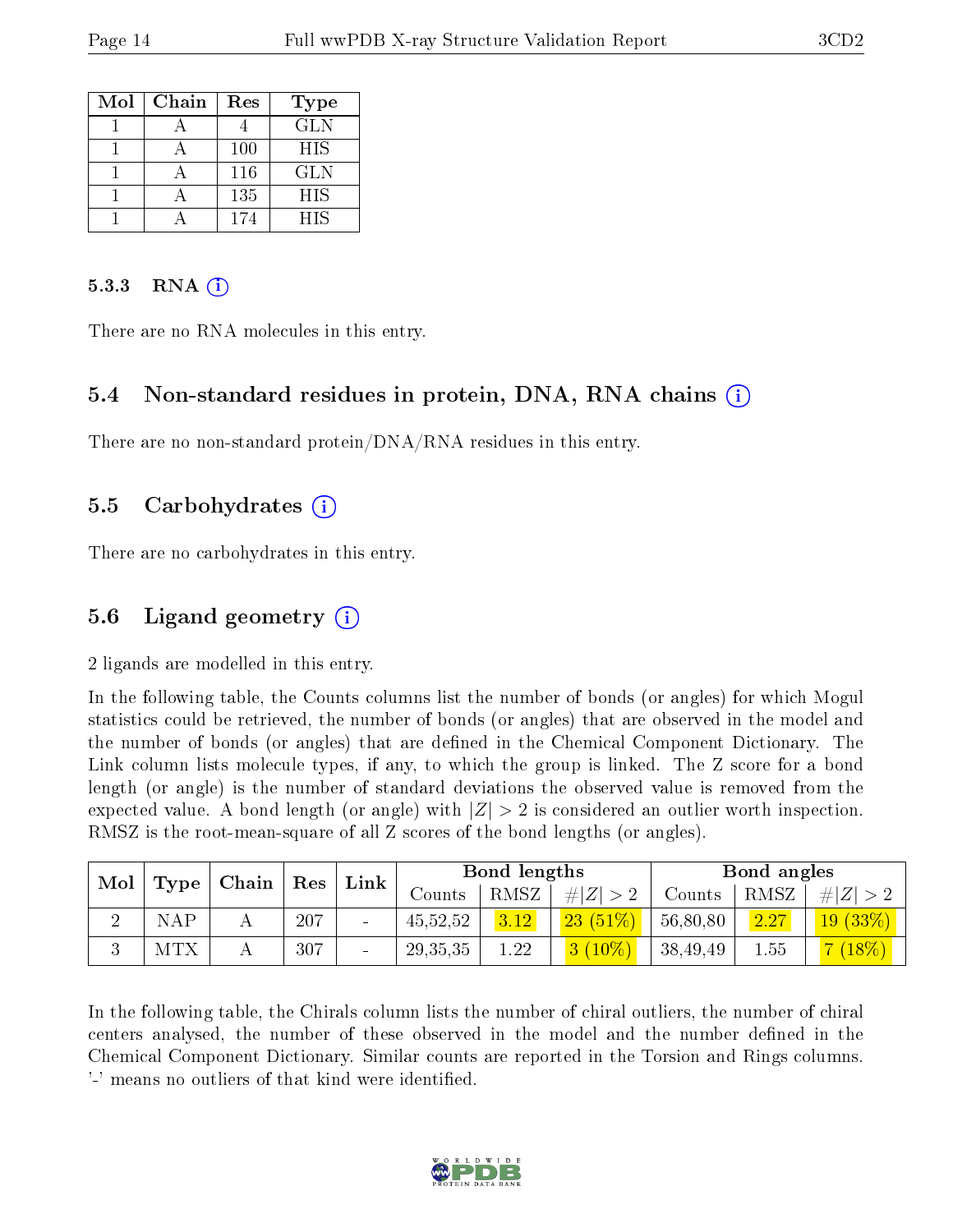| Mol | Chain | Res | Type |
|---|---|---|---|
| 1 | A | 4 | GLN |
| 1 | A | 100 | HIS |
| 1 | A | 116 | GLN |
| 1 | A | 135 | HIS |
| 1 | A | 174 | HIS |

### 5.3.3 RNA (i)

There are no RNA molecules in this entry.

## 5.4 Non-standard residues in protein, DNA, RNA chains (i)

There are no non-standard protein/DNA/RNA residues in this entry.

## 5.5 Carbohydrates (i)

There are no carbohydrates in this entry.

## 5.6 Ligand geometry (i)

2 ligands are modelled in this entry.

In the following table, the Counts columns list the number of bonds (or angles) for which Mogul statistics could be retrieved, the number of bonds (or angles) that are observed in the model and the number of bonds (or angles) that are defined in the Chemical Component Dictionary. The Link column lists molecule types, if any, to which the group is linked. The Z score for a bond length (or angle) is the number of standard deviations the observed value is removed from the expected value. A bond length (or angle) with $|Z| > 2$ is considered an outlier worth inspection. RMSZ is the root-mean-square of all Z scores of the bond lengths (or angles).

| Mol | Type | Chain | Res | Link | Bond lengths | | | Bond angles | | |
|---|---|---|---|---|---|---|---|---|---|---|
| | | | | | Counts | RMSZ | $\#\|Z\|>2$ | Counts | RMSZ | $\#\|Z\|>2$ |
| 2 | NAP | A | 207 | - | 45,52,52 | 3.12 | 23 (51%) | 56,80,80 | 2.27 | 19 (33%) |
| 3 | MTX | A | 307 | - | 29,35,35 | 1.22 | 3 (10%) | 38,49,49 | 1.55 | 7 (18%) |

In the following table, the Chirals column lists the number of chiral outliers, the number of chiral centers analysed, the number of these observed in the model and the number defined in the Chemical Component Dictionary. Similar counts are reported in the Torsion and Rings columns. '-' means no outliers of that kind were identified.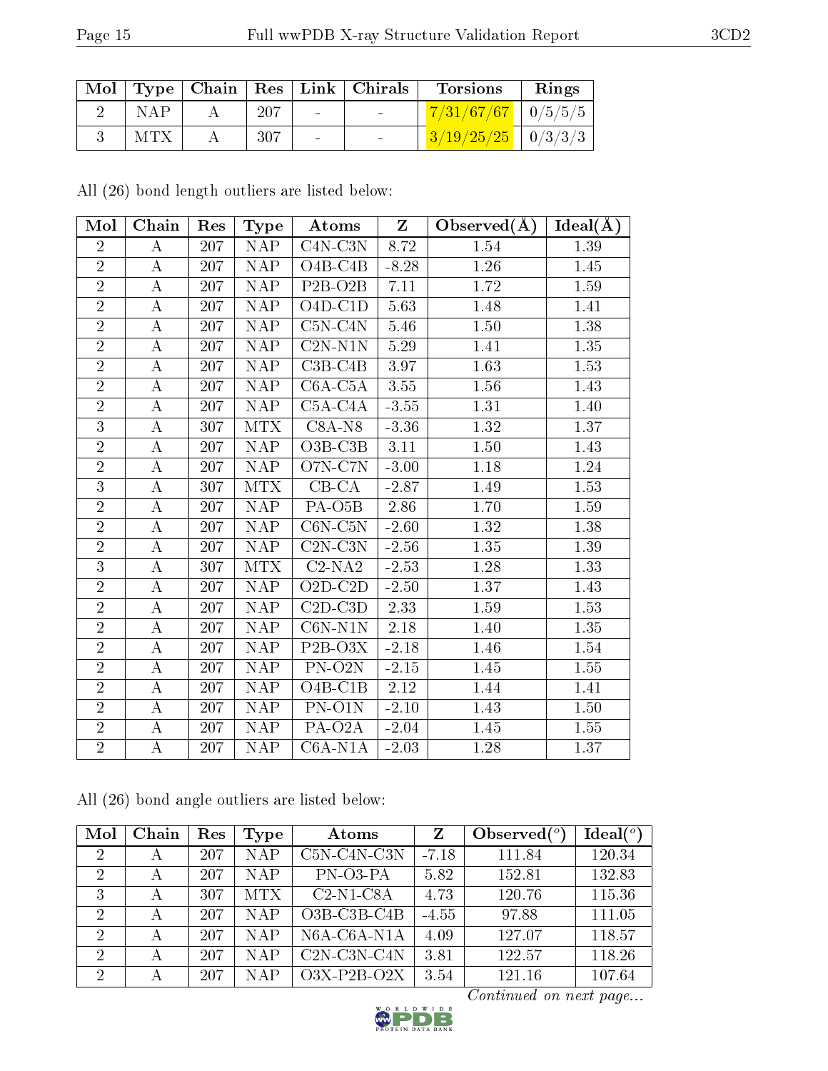| Mol | Type | Chain | Res | Link | Chirals | Torsions | Rings |
|---|---|---|---|---|---|---|---|
| 2 | NAP | A | 207 | - | - | 7/31/67/67 | 0/5/5/5 |
| 3 | MTX | A | 307 | - | - | 3/19/25/25 | 0/3/3/3 |

All (26) bond length outliers are listed below:

| Mol | Chain | Res | Type | Atoms | Z | Observed(Å) | Ideal(Å) |
|---|---|---|---|---|---|---|---|
| 2 | A | 207 | NAP | C4N-C3N | 8.72 | 1.54 | 1.39 |
| 2 | A | 207 | NAP | O4B-C4B | -8.28 | 1.26 | 1.45 |
| 2 | A | 207 | NAP | P2B-O2B | 7.11 | 1.72 | 1.59 |
| 2 | A | 207 | NAP | O4D-C1D | 5.63 | 1.48 | 1.41 |
| 2 | A | 207 | NAP | C5N-C4N | 5.46 | 1.50 | 1.38 |
| 2 | A | 207 | NAP | C2N-N1N | 5.29 | 1.41 | 1.35 |
| 2 | A | 207 | NAP | C3B-C4B | 3.97 | 1.63 | 1.53 |
| 2 | A | 207 | NAP | C6A-C5A | 3.55 | 1.56 | 1.43 |
| 2 | A | 207 | NAP | C5A-C4A | -3.55 | 1.31 | 1.40 |
| 3 | A | 307 | MTX | C8A-N8 | -3.36 | 1.32 | 1.37 |
| 2 | A | 207 | NAP | O3B-C3B | 3.11 | 1.50 | 1.43 |
| 2 | A | 207 | NAP | O7N-C7N | -3.00 | 1.18 | 1.24 |
| 3 | A | 307 | MTX | CB-CA | -2.87 | 1.49 | 1.53 |
| 2 | A | 207 | NAP | PA-O5B | 2.86 | 1.70 | 1.59 |
| 2 | A | 207 | NAP | C6N-C5N | -2.60 | 1.32 | 1.38 |
| 2 | A | 207 | NAP | C2N-C3N | -2.56 | 1.35 | 1.39 |
| 3 | A | 307 | MTX | C2-NA2 | -2.53 | 1.28 | 1.33 |
| 2 | A | 207 | NAP | O2D-C2D | -2.50 | 1.37 | 1.43 |
| 2 | A | 207 | NAP | C2D-C3D | 2.33 | 1.59 | 1.53 |
| 2 | A | 207 | NAP | C6N-N1N | 2.18 | 1.40 | 1.35 |
| 2 | A | 207 | NAP | P2B-O3X | -2.18 | 1.46 | 1.54 |
| 2 | A | 207 | NAP | PN-O2N | -2.15 | 1.45 | 1.55 |
| 2 | A | 207 | NAP | O4B-C1B | 2.12 | 1.44 | 1.41 |
| 2 | A | 207 | NAP | PN-O1N | -2.10 | 1.43 | 1.50 |
| 2 | A | 207 | NAP | PA-O2A | -2.04 | 1.45 | 1.55 |
| 2 | A | 207 | NAP | C6A-N1A | -2.03 | 1.28 | 1.37 |

All (26) bond angle outliers are listed below:

| Mol | Chain | Res | Type | Atoms | Z | Observed(°) | Ideal(°) |
|---|---|---|---|---|---|---|---|
| 2 | A | 207 | NAP | C5N-C4N-C3N | -7.18 | 111.84 | 120.34 |
| 2 | A | 207 | NAP | PN-O3-PA | 5.82 | 152.81 | 132.83 |
| 3 | A | 307 | MTX | C2-N1-C8A | 4.73 | 120.76 | 115.36 |
| 2 | A | 207 | NAP | O3B-C3B-C4B | -4.55 | 97.88 | 111.05 |
| 2 | A | 207 | NAP | N6A-C6A-N1A | 4.09 | 127.07 | 118.57 |
| 2 | A | 207 | NAP | C2N-C3N-C4N | 3.81 | 122.57 | 118.26 |
| 2 | A | 207 | NAP | O3X-P2B-O2X | 3.54 | 121.16 | 107.64 |

*Continued on next page...*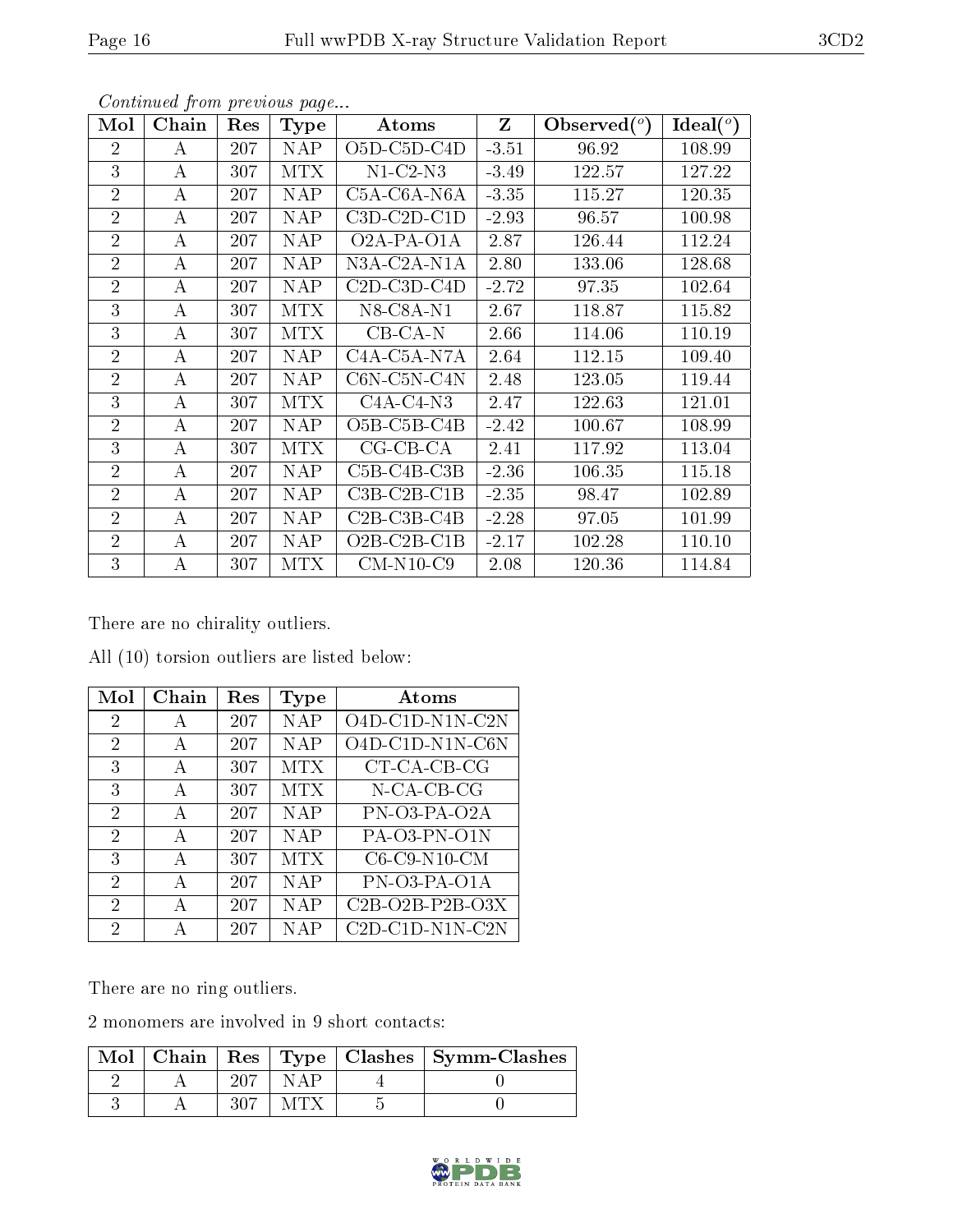*Continued from previous page...*

| Mol | Chain | Res | Type | Atoms | Z | Observed(°) | Ideal(°) |
|---|---|---|---|---|---|---|---|
| 2 | A | 207 | NAP | O5D-C5D-C4D | -3.51 | 96.92 | 108.99 |
| 3 | A | 307 | MTX | N1-C2-N3 | -3.49 | 122.57 | 127.22 |
| 2 | A | 207 | NAP | C5A-C6A-N6A | -3.35 | 115.27 | 120.35 |
| 2 | A | 207 | NAP | C3D-C2D-C1D | -2.93 | 96.57 | 100.98 |
| 2 | A | 207 | NAP | O2A-PA-O1A | 2.87 | 126.44 | 112.24 |
| 2 | A | 207 | NAP | N3A-C2A-N1A | 2.80 | 133.06 | 128.68 |
| 2 | A | 207 | NAP | C2D-C3D-C4D | -2.72 | 97.35 | 102.64 |
| 3 | A | 307 | MTX | N8-C8A-N1 | 2.67 | 118.87 | 115.82 |
| 3 | A | 307 | MTX | CB-CA-N | 2.66 | 114.06 | 110.19 |
| 2 | A | 207 | NAP | C4A-C5A-N7A | 2.64 | 112.15 | 109.40 |
| 2 | A | 207 | NAP | C6N-C5N-C4N | 2.48 | 123.05 | 119.44 |
| 3 | A | 307 | MTX | C4A-C4-N3 | 2.47 | 122.63 | 121.01 |
| 2 | A | 207 | NAP | O5B-C5B-C4B | -2.42 | 100.67 | 108.99 |
| 3 | A | 307 | MTX | CG-CB-CA | 2.41 | 117.92 | 113.04 |
| 2 | A | 207 | NAP | C5B-C4B-C3B | -2.36 | 106.35 | 115.18 |
| 2 | A | 207 | NAP | C3B-C2B-C1B | -2.35 | 98.47 | 102.89 |
| 2 | A | 207 | NAP | C2B-C3B-C4B | -2.28 | 97.05 | 101.99 |
| 2 | A | 207 | NAP | O2B-C2B-C1B | -2.17 | 102.28 | 110.10 |
| 3 | A | 307 | MTX | CM-N10-C9 | 2.08 | 120.36 | 114.84 |

There are no chirality outliers.

All (10) torsion outliers are listed below:

| Mol | Chain | Res | Type | Atoms |
|---|---|---|---|---|
| 2 | A | 207 | NAP | O4D-C1D-N1N-C2N |
| 2 | A | 207 | NAP | O4D-C1D-N1N-C6N |
| 3 | A | 307 | MTX | CT-CA-CB-CG |
| 3 | A | 307 | MTX | N-CA-CB-CG |
| 2 | A | 207 | NAP | PN-O3-PA-O2A |
| 2 | A | 207 | NAP | PA-O3-PN-O1N |
| 3 | A | 307 | MTX | C6-C9-N10-CM |
| 2 | A | 207 | NAP | PN-O3-PA-O1A |
| 2 | A | 207 | NAP | C2B-O2B-P2B-O3X |
| 2 | A | 207 | NAP | C2D-C1D-N1N-C2N |

There are no ring outliers.

2 monomers are involved in 9 short contacts:

| Mol | Chain | Res | Type | Clashes | Symm-Clashes |
|---|---|---|---|---|---|
| 2 | A | 207 | NAP | 4 | 0 |
| 3 | A | 307 | MTX | 5 | 0 |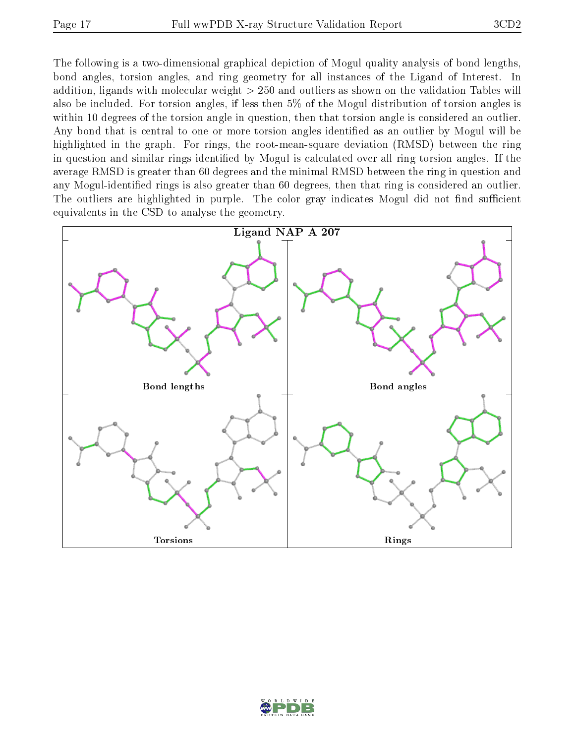The following is a two-dimensional graphical depiction of Mogul quality analysis of bond lengths, bond angles, torsion angles, and ring geometry for all instances of the Ligand of Interest. In addition, ligands with molecular weight > 250 and outliers as shown on the validation Tables will also be included. For torsion angles, if less then 5% of the Mogul distribution of torsion angles is within 10 degrees of the torsion angle in question, then that torsion angle is considered an outlier. Any bond that is central to one or more torsion angles identified as an outlier by Mogul will be highlighted in the graph. For rings, the root-mean-square deviation (RMSD) between the ring in question and similar rings identified by Mogul is calculated over all ring torsion angles. If the average RMSD is greater than 60 degrees and the minimal RMSD between the ring in question and any Mogul-identified rings is also greater than 60 degrees, then that ring is considered an outlier. The outliers are highlighted in purple. The color gray indicates Mogul did not find sufficient equivalents in the CSD to analyse the geometry.

**Ligand NAP A 207**

Bond lengths

Bond angles

Torsions

Rings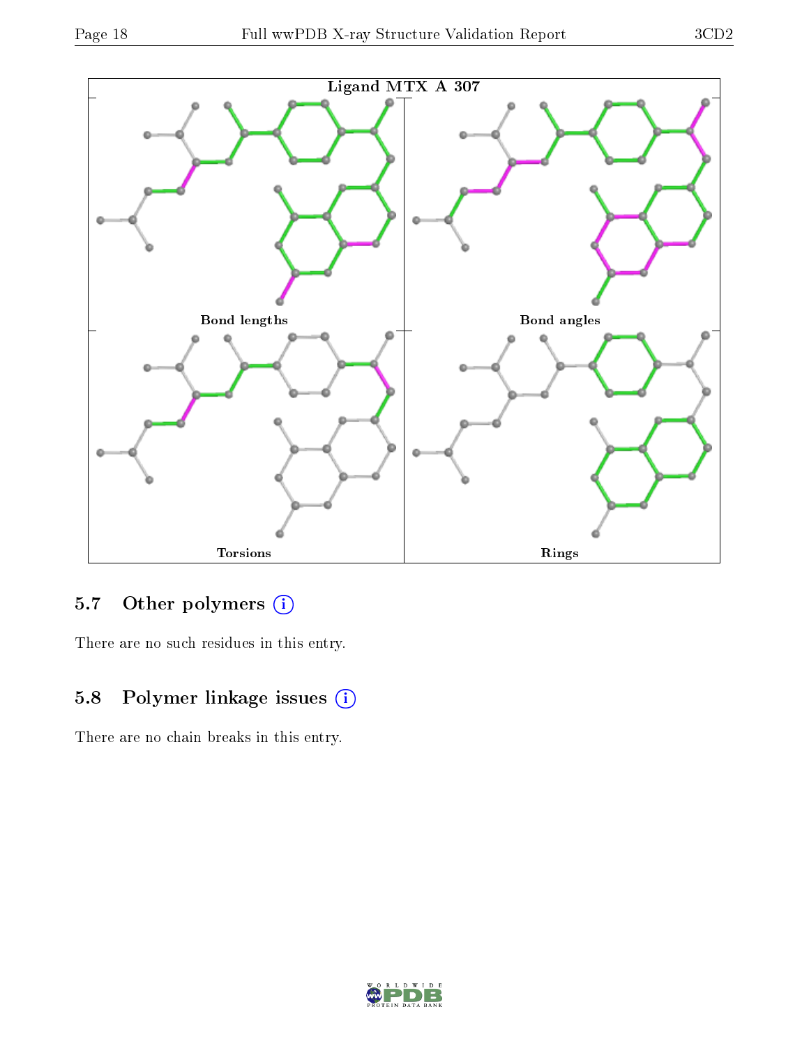Ligand MTX A 307

Bond lengths

Bond angles

Torsions

Rings

## 5.7 Other polymers (i)

There are no such residues in this entry.

## 5.8 Polymer linkage issues (i)

There are no chain breaks in this entry.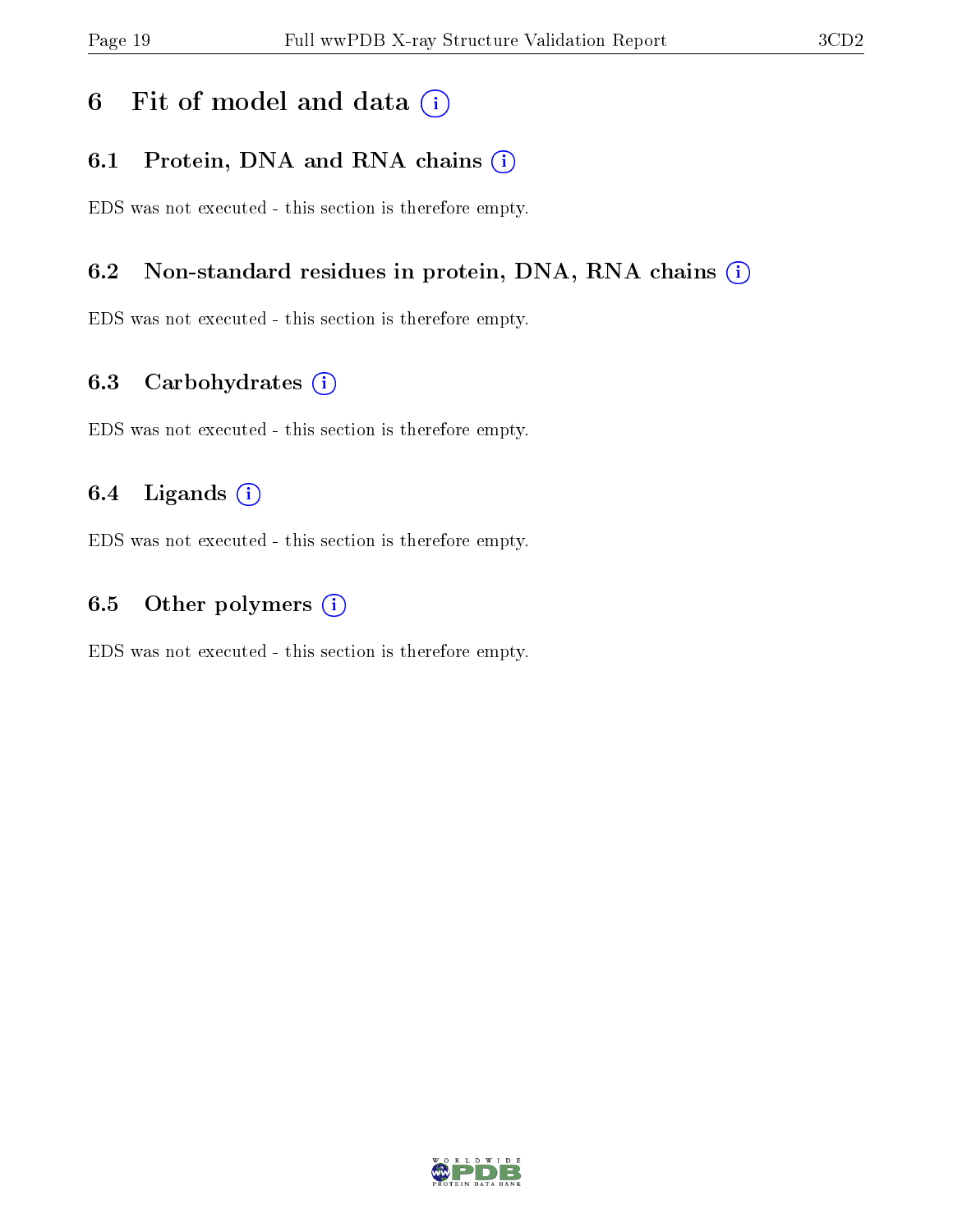# 6 Fit of model and data

## 6.1 Protein, DNA and RNA chains

EDS was not executed - this section is therefore empty.

## 6.2 Non-standard residues in protein, DNA, RNA chains

EDS was not executed - this section is therefore empty.

## 6.3 Carbohydrates

EDS was not executed - this section is therefore empty.

## 6.4 Ligands

EDS was not executed - this section is therefore empty.

## 6.5 Other polymers

EDS was not executed - this section is therefore empty.